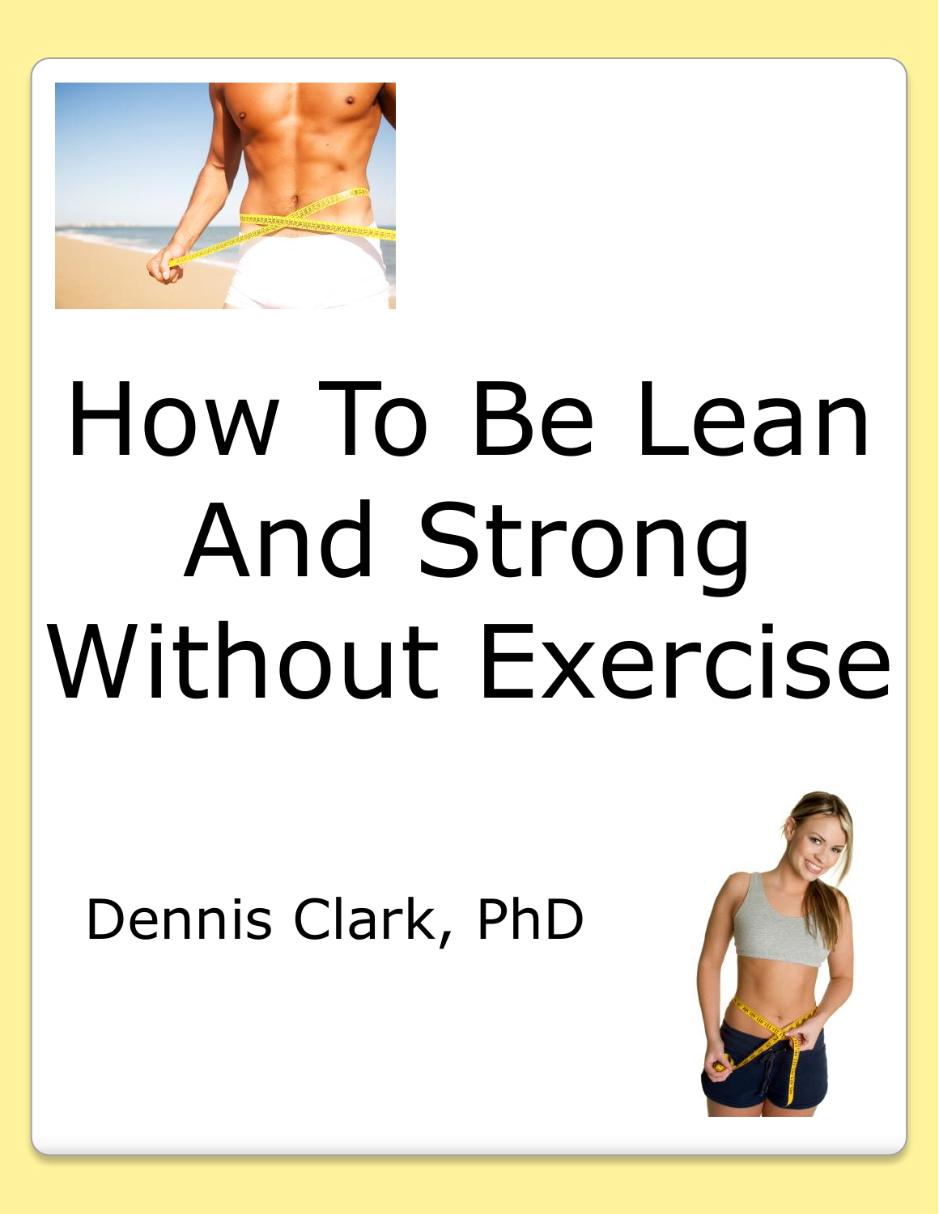# How To Be Lean And Strong Without Exercise

Dennis Clark, PhD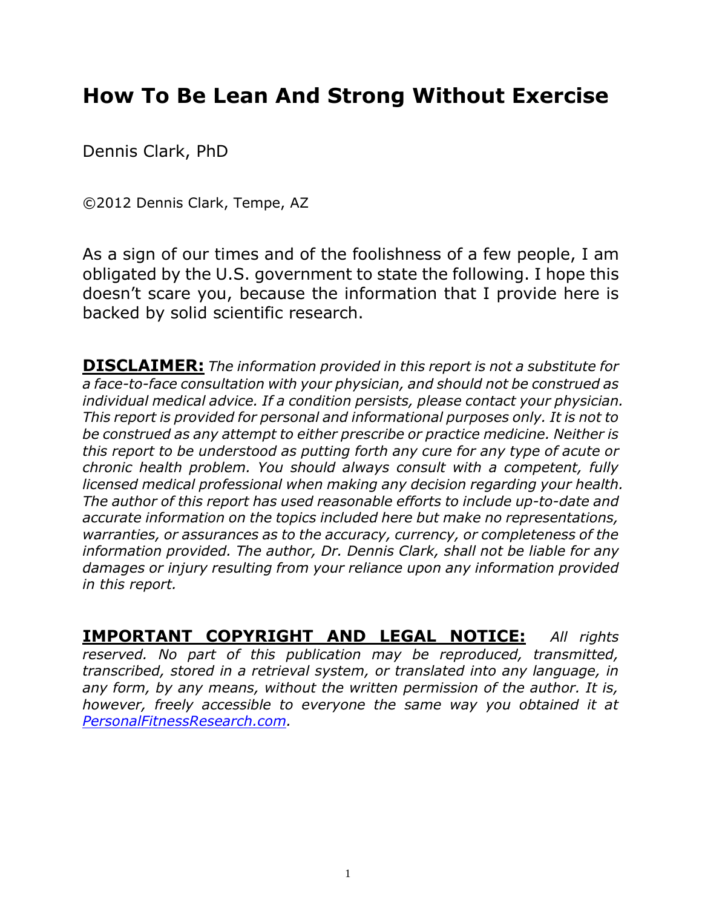# How To Be Lean And Strong Without Exercise

Dennis Clark, PhD

©2012 Dennis Clark, Tempe, AZ

As a sign of our times and of the foolishness of a few people, I am obligated by the U.S. government to state the following. I hope this doesn't scare you, because the information that I provide here is backed by solid scientific research.

**DISCLAIMER:** *The information provided in this report is not a substitute for a face-to-face consultation with your physician, and should not be construed as individual medical advice. If a condition persists, please contact your physician. This report is provided for personal and informational purposes only. It is not to be construed as any attempt to either prescribe or practice medicine. Neither is this report to be understood as putting forth any cure for any type of acute or chronic health problem. You should always consult with a competent, fully licensed medical professional when making any decision regarding your health. The author of this report has used reasonable efforts to include up-to-date and accurate information on the topics included here but make no representations, warranties, or assurances as to the accuracy, currency, or completeness of the information provided. The author, Dr. Dennis Clark, shall not be liable for any damages or injury resulting from your reliance upon any information provided in this report.*

**IMPORTANT COPYRIGHT AND LEGAL NOTICE:** *All rights reserved. No part of this publication may be reproduced, transmitted, transcribed, stored in a retrieval system, or translated into any language, in any form, by any means, without the written permission of the author. It is, however, freely accessible to everyone the same way you obtained it at PersonalFitnessResearch.com.*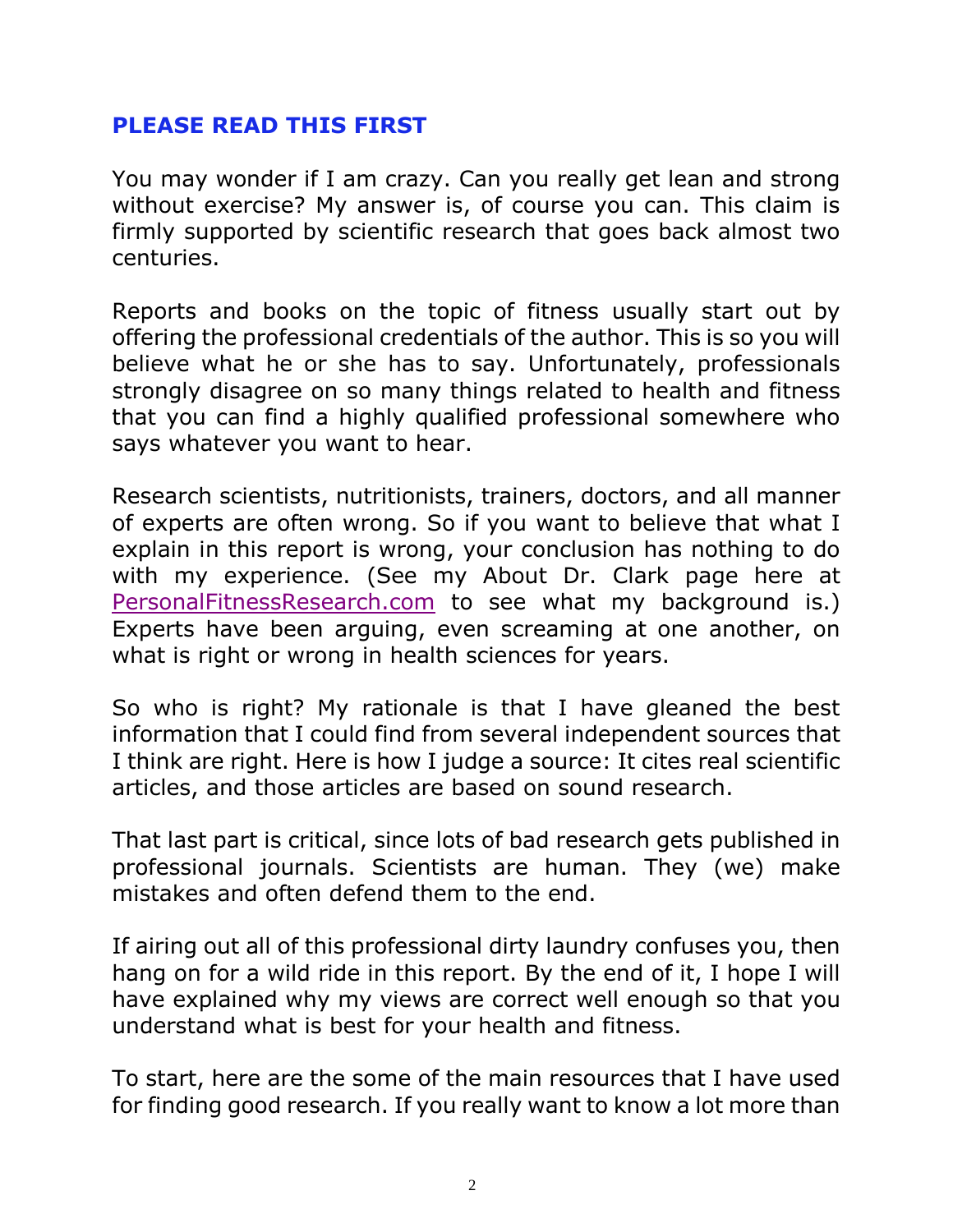## PLEASE READ THIS FIRST

You may wonder if I am crazy. Can you really get lean and strong without exercise? My answer is, of course you can. This claim is firmly supported by scientific research that goes back almost two centuries.

Reports and books on the topic of fitness usually start out by offering the professional credentials of the author. This is so you will believe what he or she has to say. Unfortunately, professionals strongly disagree on so many things related to health and fitness that you can find a highly qualified professional somewhere who says whatever you want to hear.

Research scientists, nutritionists, trainers, doctors, and all manner of experts are often wrong. So if you want to believe that what I explain in this report is wrong, your conclusion has nothing to do with my experience. (See my About Dr. Clark page here at PersonalFitnessResearch.com to see what my background is.) Experts have been arguing, even screaming at one another, on what is right or wrong in health sciences for years.

So who is right? My rationale is that I have gleaned the best information that I could find from several independent sources that I think are right. Here is how I judge a source: It cites real scientific articles, and those articles are based on sound research.

That last part is critical, since lots of bad research gets published in professional journals. Scientists are human. They (we) make mistakes and often defend them to the end.

If airing out all of this professional dirty laundry confuses you, then hang on for a wild ride in this report. By the end of it, I hope I will have explained why my views are correct well enough so that you understand what is best for your health and fitness.

To start, here are the some of the main resources that I have used for finding good research. If you really want to know a lot more than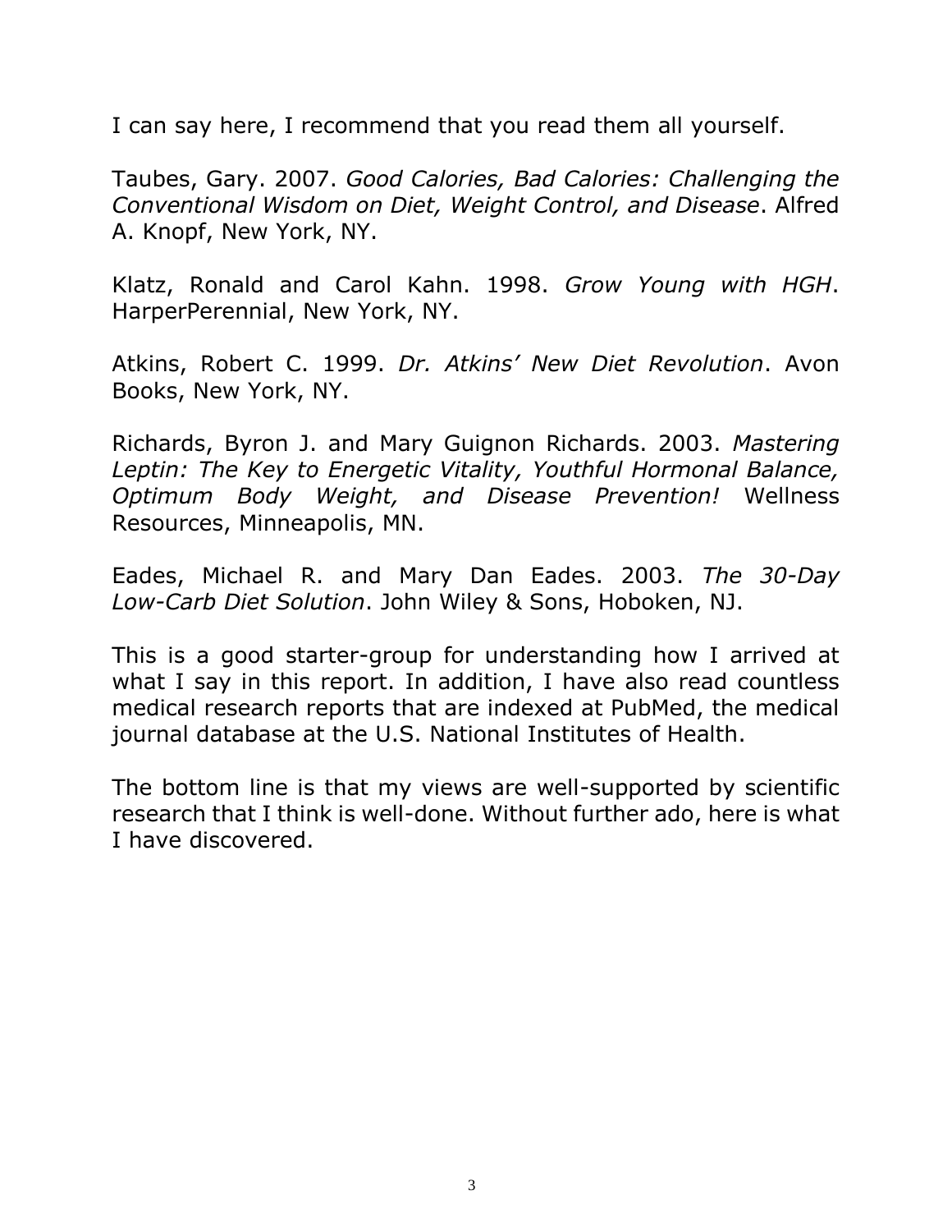I can say here, I recommend that you read them all yourself.

Taubes, Gary. 2007. *Good Calories, Bad Calories: Challenging the Conventional Wisdom on Diet, Weight Control, and Disease*. Alfred A. Knopf, New York, NY.

Klatz, Ronald and Carol Kahn. 1998. *Grow Young with HGH*. HarperPerennial, New York, NY.

Atkins, Robert C. 1999. *Dr. Atkins' New Diet Revolution*. Avon Books, New York, NY.

Richards, Byron J. and Mary Guignon Richards. 2003. *Mastering Leptin: The Key to Energetic Vitality, Youthful Hormonal Balance, Optimum Body Weight, and Disease Prevention!* Wellness Resources, Minneapolis, MN.

Eades, Michael R. and Mary Dan Eades. 2003. *The 30-Day Low-Carb Diet Solution*. John Wiley & Sons, Hoboken, NJ.

This is a good starter-group for understanding how I arrived at what I say in this report. In addition, I have also read countless medical research reports that are indexed at PubMed, the medical journal database at the U.S. National Institutes of Health.

The bottom line is that my views are well-supported by scientific research that I think is well-done. Without further ado, here is what I have discovered.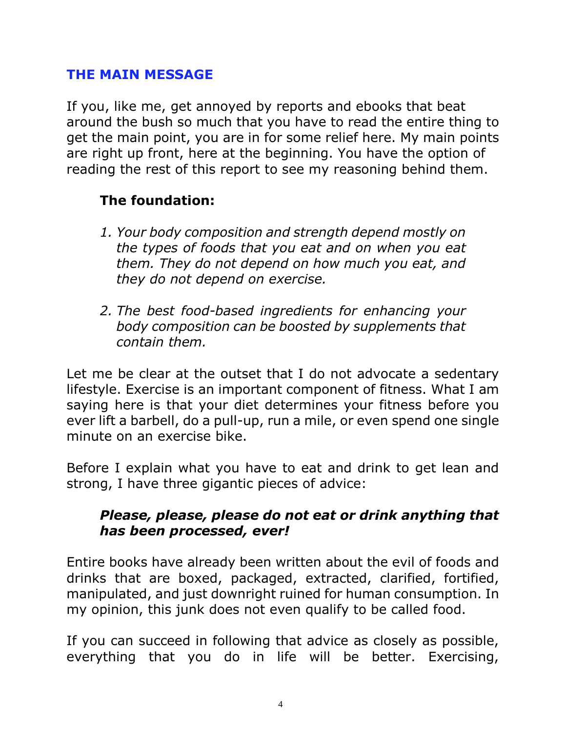## THE MAIN MESSAGE

If you, like me, get annoyed by reports and ebooks that beat around the bush so much that you have to read the entire thing to get the main point, you are in for some relief here. My main points are right up front, here at the beginning. You have the option of reading the rest of this report to see my reasoning behind them.

**The foundation:**

1. *Your body composition and strength depend mostly on the types of foods that you eat and on when you eat them. They do not depend on how much you eat, and they do not depend on exercise.*

2. *The best food-based ingredients for enhancing your body composition can be boosted by supplements that contain them.*

Let me be clear at the outset that I do not advocate a sedentary lifestyle. Exercise is an important component of fitness. What I am saying here is that your diet determines your fitness before you ever lift a barbell, do a pull-up, run a mile, or even spend one single minute on an exercise bike.

Before I explain what you have to eat and drink to get lean and strong, I have three gigantic pieces of advice:

***Please, please, please do not eat or drink anything that has been processed, ever!***

Entire books have already been written about the evil of foods and drinks that are boxed, packaged, extracted, clarified, fortified, manipulated, and just downright ruined for human consumption. In my opinion, this junk does not even qualify to be called food.

If you can succeed in following that advice as closely as possible, everything that you do in life will be better. Exercising,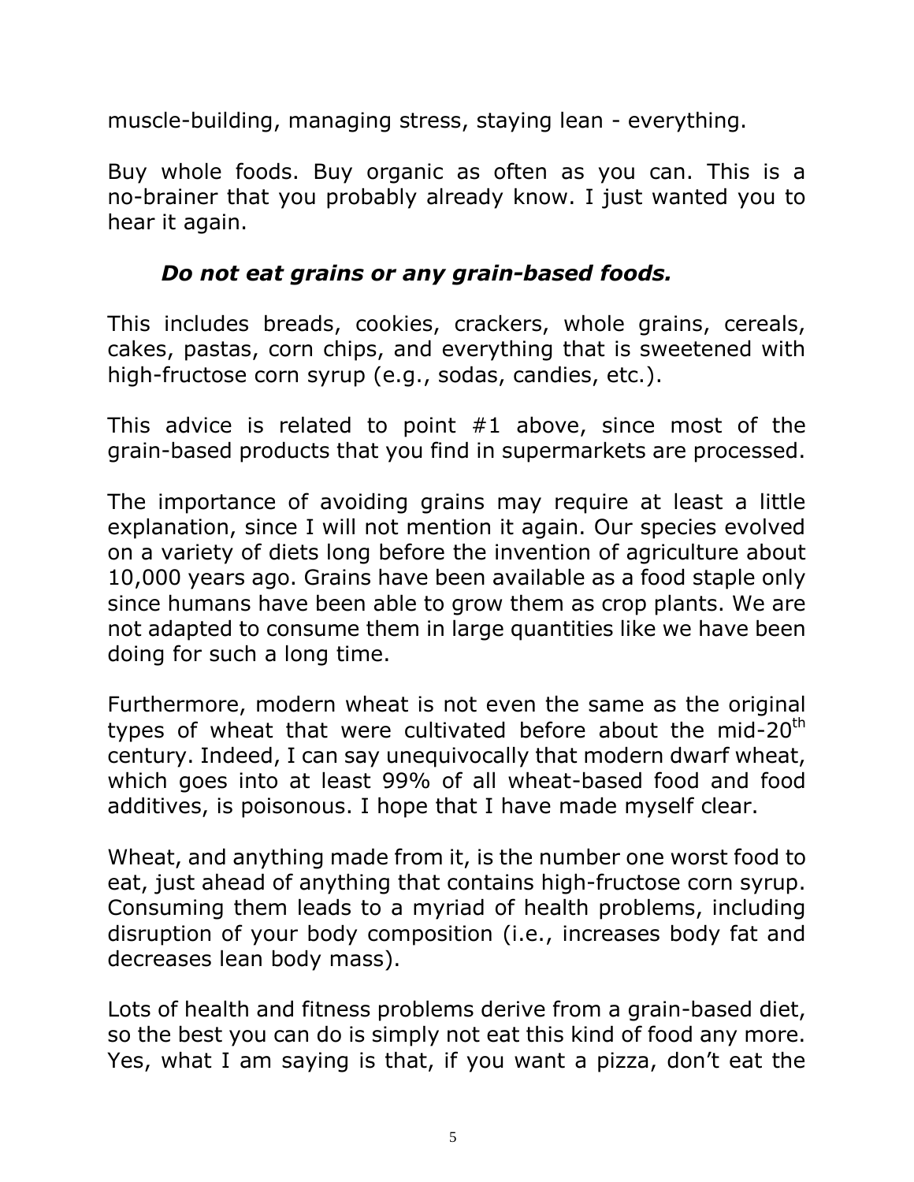muscle-building, managing stress, staying lean - everything.

Buy whole foods. Buy organic as often as you can. This is a no-brainer that you probably already know. I just wanted you to hear it again.

***Do not eat grains or any grain-based foods.***

This includes breads, cookies, crackers, whole grains, cereals, cakes, pastas, corn chips, and everything that is sweetened with high-fructose corn syrup (e.g., sodas, candies, etc.).

This advice is related to point #1 above, since most of the grain-based products that you find in supermarkets are processed.

The importance of avoiding grains may require at least a little explanation, since I will not mention it again. Our species evolved on a variety of diets long before the invention of agriculture about 10,000 years ago. Grains have been available as a food staple only since humans have been able to grow them as crop plants. We are not adapted to consume them in large quantities like we have been doing for such a long time.

Furthermore, modern wheat is not even the same as the original types of wheat that were cultivated before about the mid-20th century. Indeed, I can say unequivocally that modern dwarf wheat, which goes into at least 99% of all wheat-based food and food additives, is poisonous. I hope that I have made myself clear.

Wheat, and anything made from it, is the number one worst food to eat, just ahead of anything that contains high-fructose corn syrup. Consuming them leads to a myriad of health problems, including disruption of your body composition (i.e., increases body fat and decreases lean body mass).

Lots of health and fitness problems derive from a grain-based diet, so the best you can do is simply not eat this kind of food any more. Yes, what I am saying is that, if you want a pizza, don't eat the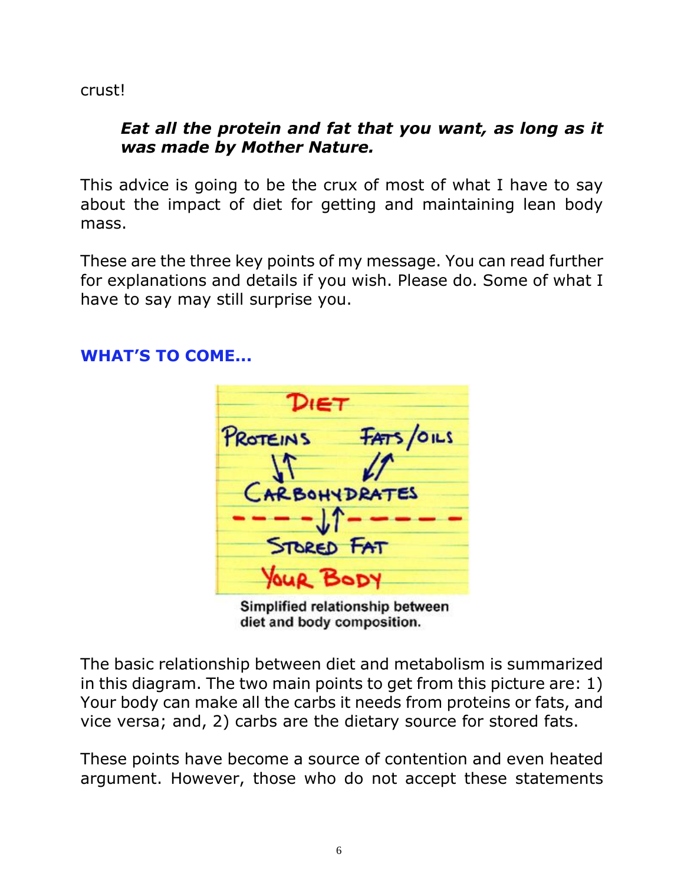crust!

> ***Eat all the protein and fat that you want, as long as it was made by Mother Nature.***

This advice is going to be the crux of most of what I have to say about the impact of diet for getting and maintaining lean body mass.

These are the three key points of my message. You can read further for explanations and details if you wish. Please do. Some of what I have to say may still surprise you.

## WHAT'S TO COME…

**Simplified relationship between diet and body composition.**

The basic relationship between diet and metabolism is summarized in this diagram. The two main points to get from this picture are: 1) Your body can make all the carbs it needs from proteins or fats, and vice versa; and, 2) carbs are the dietary source for stored fats.

These points have become a source of contention and even heated argument. However, those who do not accept these statements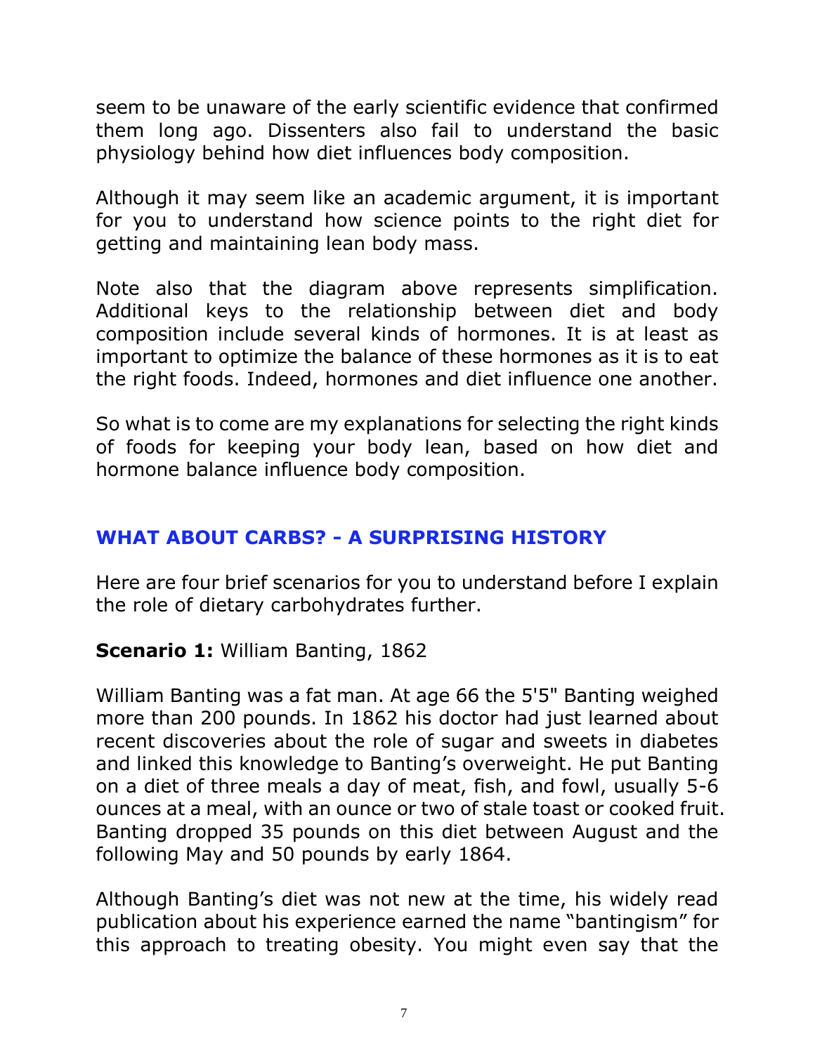seem to be unaware of the early scientific evidence that confirmed them long ago. Dissenters also fail to understand the basic physiology behind how diet influences body composition.

Although it may seem like an academic argument, it is important for you to understand how science points to the right diet for getting and maintaining lean body mass.

Note also that the diagram above represents simplification. Additional keys to the relationship between diet and body composition include several kinds of hormones. It is at least as important to optimize the balance of these hormones as it is to eat the right foods. Indeed, hormones and diet influence one another.

So what is to come are my explanations for selecting the right kinds of foods for keeping your body lean, based on how diet and hormone balance influence body composition.

## WHAT ABOUT CARBS? - A SURPRISING HISTORY

Here are four brief scenarios for you to understand before I explain the role of dietary carbohydrates further.

**Scenario 1:** William Banting, 1862

William Banting was a fat man. At age 66 the 5'5" Banting weighed more than 200 pounds. In 1862 his doctor had just learned about recent discoveries about the role of sugar and sweets in diabetes and linked this knowledge to Banting's overweight. He put Banting on a diet of three meals a day of meat, fish, and fowl, usually 5-6 ounces at a meal, with an ounce or two of stale toast or cooked fruit. Banting dropped 35 pounds on this diet between August and the following May and 50 pounds by early 1864.

Although Banting's diet was not new at the time, his widely read publication about his experience earned the name "bantingism" for this approach to treating obesity. You might even say that the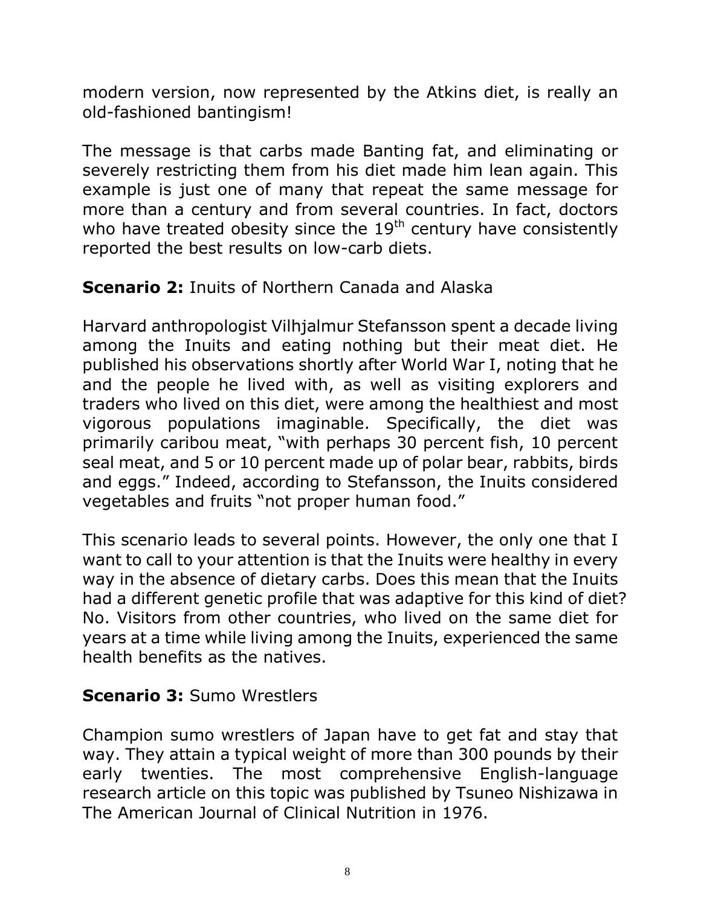modern version, now represented by the Atkins diet, is really an old-fashioned bantingism!

The message is that carbs made Banting fat, and eliminating or severely restricting them from his diet made him lean again. This example is just one of many that repeat the same message for more than a century and from several countries. In fact, doctors who have treated obesity since the $19^{th}$ century have consistently reported the best results on low-carb diets.

**Scenario 2:** Inuits of Northern Canada and Alaska

Harvard anthropologist Vilhjalmur Stefansson spent a decade living among the Inuits and eating nothing but their meat diet. He published his observations shortly after World War I, noting that he and the people he lived with, as well as visiting explorers and traders who lived on this diet, were among the healthiest and most vigorous populations imaginable. Specifically, the diet was primarily caribou meat, "with perhaps 30 percent fish, 10 percent seal meat, and 5 or 10 percent made up of polar bear, rabbits, birds and eggs." Indeed, according to Stefansson, the Inuits considered vegetables and fruits "not proper human food."

This scenario leads to several points. However, the only one that I want to call to your attention is that the Inuits were healthy in every way in the absence of dietary carbs. Does this mean that the Inuits had a different genetic profile that was adaptive for this kind of diet? No. Visitors from other countries, who lived on the same diet for years at a time while living among the Inuits, experienced the same health benefits as the natives.

**Scenario 3:** Sumo Wrestlers

Champion sumo wrestlers of Japan have to get fat and stay that way. They attain a typical weight of more than 300 pounds by their early twenties. The most comprehensive English-language research article on this topic was published by Tsuneo Nishizawa in The American Journal of Clinical Nutrition in 1976.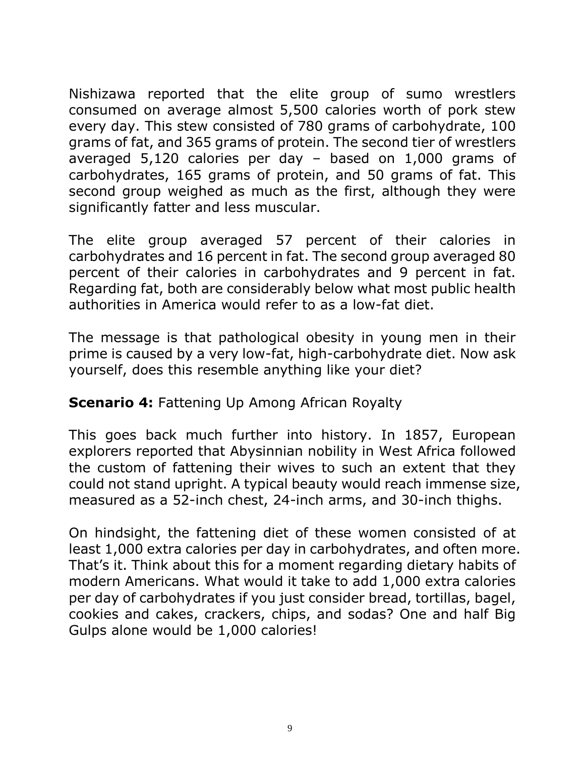Nishizawa reported that the elite group of sumo wrestlers consumed on average almost 5,500 calories worth of pork stew every day. This stew consisted of 780 grams of carbohydrate, 100 grams of fat, and 365 grams of protein. The second tier of wrestlers averaged 5,120 calories per day – based on 1,000 grams of carbohydrates, 165 grams of protein, and 50 grams of fat. This second group weighed as much as the first, although they were significantly fatter and less muscular.

The elite group averaged 57 percent of their calories in carbohydrates and 16 percent in fat. The second group averaged 80 percent of their calories in carbohydrates and 9 percent in fat. Regarding fat, both are considerably below what most public health authorities in America would refer to as a low-fat diet.

The message is that pathological obesity in young men in their prime is caused by a very low-fat, high-carbohydrate diet. Now ask yourself, does this resemble anything like your diet?

**Scenario 4:** Fattening Up Among African Royalty

This goes back much further into history. In 1857, European explorers reported that Abysinnian nobility in West Africa followed the custom of fattening their wives to such an extent that they could not stand upright. A typical beauty would reach immense size, measured as a 52-inch chest, 24-inch arms, and 30-inch thighs.

On hindsight, the fattening diet of these women consisted of at least 1,000 extra calories per day in carbohydrates, and often more. That's it. Think about this for a moment regarding dietary habits of modern Americans. What would it take to add 1,000 extra calories per day of carbohydrates if you just consider bread, tortillas, bagel, cookies and cakes, crackers, chips, and sodas? One and half Big Gulps alone would be 1,000 calories!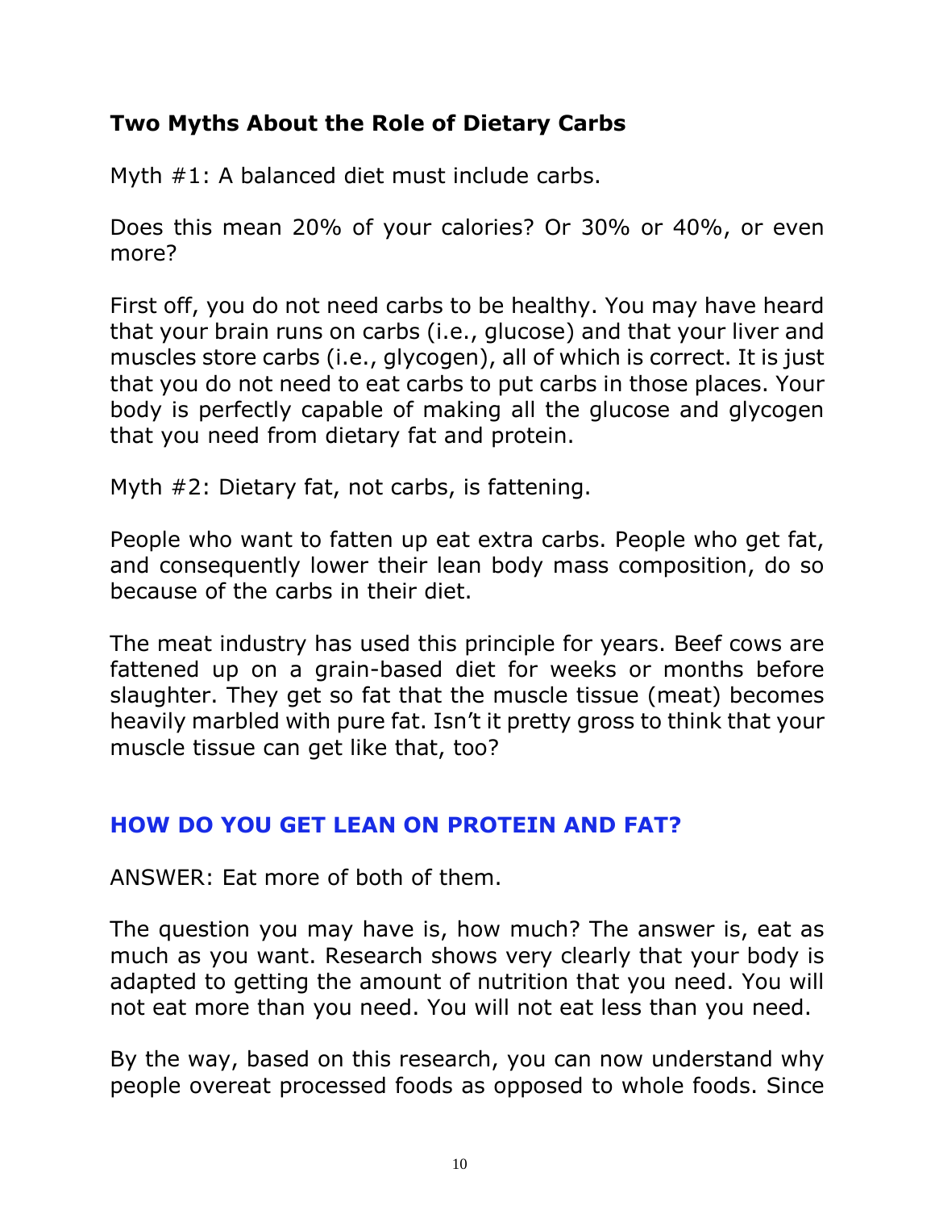## Two Myths About the Role of Dietary Carbs

Myth #1: A balanced diet must include carbs.

Does this mean 20% of your calories? Or 30% or 40%, or even more?

First off, you do not need carbs to be healthy. You may have heard that your brain runs on carbs (i.e., glucose) and that your liver and muscles store carbs (i.e., glycogen), all of which is correct. It is just that you do not need to eat carbs to put carbs in those places. Your body is perfectly capable of making all the glucose and glycogen that you need from dietary fat and protein.

Myth #2: Dietary fat, not carbs, is fattening.

People who want to fatten up eat extra carbs. People who get fat, and consequently lower their lean body mass composition, do so because of the carbs in their diet.

The meat industry has used this principle for years. Beef cows are fattened up on a grain-based diet for weeks or months before slaughter. They get so fat that the muscle tissue (meat) becomes heavily marbled with pure fat. Isn't it pretty gross to think that your muscle tissue can get like that, too?

## HOW DO YOU GET LEAN ON PROTEIN AND FAT?

ANSWER: Eat more of both of them.

The question you may have is, how much? The answer is, eat as much as you want. Research shows very clearly that your body is adapted to getting the amount of nutrition that you need. You will not eat more than you need. You will not eat less than you need.

By the way, based on this research, you can now understand why people overeat processed foods as opposed to whole foods. Since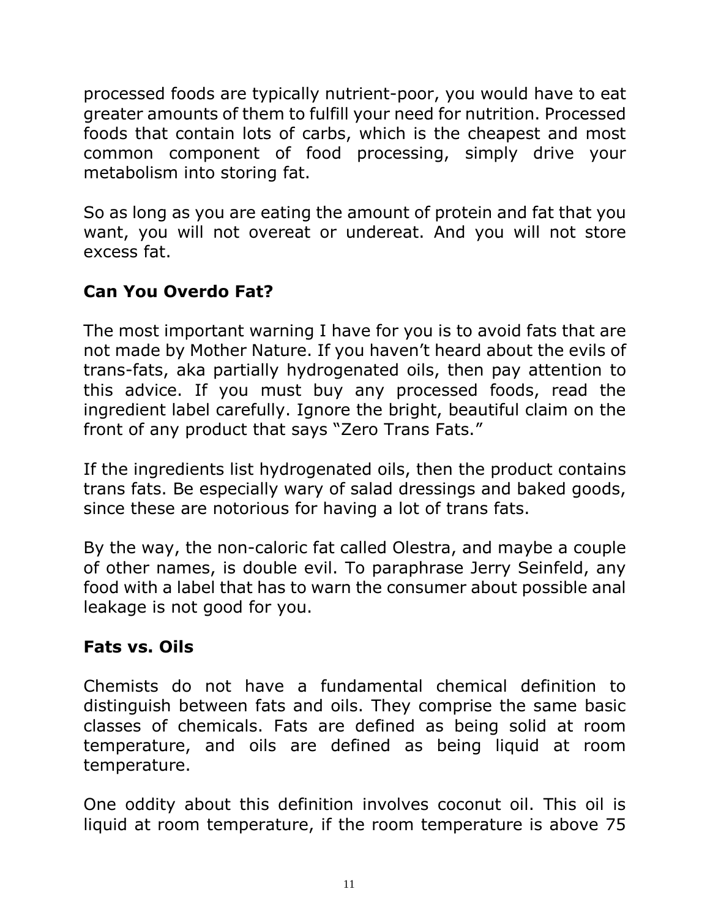processed foods are typically nutrient-poor, you would have to eat greater amounts of them to fulfill your need for nutrition. Processed foods that contain lots of carbs, which is the cheapest and most common component of food processing, simply drive your metabolism into storing fat.

So as long as you are eating the amount of protein and fat that you want, you will not overeat or undereat. And you will not store excess fat.

## Can You Overdo Fat?

The most important warning I have for you is to avoid fats that are not made by Mother Nature. If you haven't heard about the evils of trans-fats, aka partially hydrogenated oils, then pay attention to this advice. If you must buy any processed foods, read the ingredient label carefully. Ignore the bright, beautiful claim on the front of any product that says "Zero Trans Fats."

If the ingredients list hydrogenated oils, then the product contains trans fats. Be especially wary of salad dressings and baked goods, since these are notorious for having a lot of trans fats.

By the way, the non-caloric fat called Olestra, and maybe a couple of other names, is double evil. To paraphrase Jerry Seinfeld, any food with a label that has to warn the consumer about possible anal leakage is not good for you.

## Fats vs. Oils

Chemists do not have a fundamental chemical definition to distinguish between fats and oils. They comprise the same basic classes of chemicals. Fats are defined as being solid at room temperature, and oils are defined as being liquid at room temperature.

One oddity about this definition involves coconut oil. This oil is liquid at room temperature, if the room temperature is above 75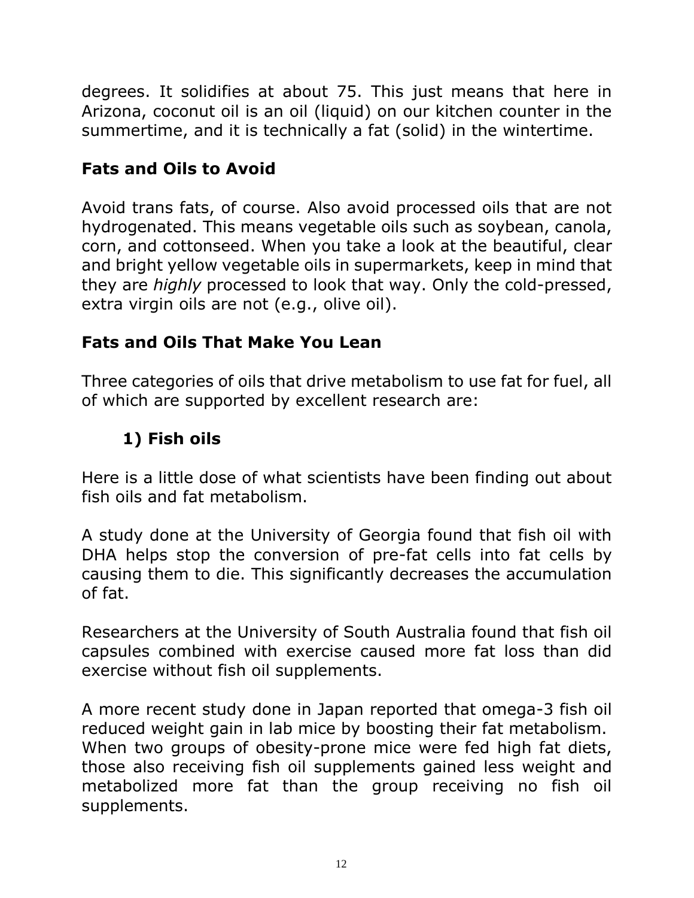degrees. It solidifies at about 75. This just means that here in Arizona, coconut oil is an oil (liquid) on our kitchen counter in the summertime, and it is technically a fat (solid) in the wintertime.

### Fats and Oils to Avoid

Avoid trans fats, of course. Also avoid processed oils that are not hydrogenated. This means vegetable oils such as soybean, canola, corn, and cottonseed. When you take a look at the beautiful, clear and bright yellow vegetable oils in supermarkets, keep in mind that they are *highly* processed to look that way. Only the cold-pressed, extra virgin oils are not (e.g., olive oil).

### Fats and Oils That Make You Lean

Three categories of oils that drive metabolism to use fat for fuel, all of which are supported by excellent research are:

#### 1) Fish oils

Here is a little dose of what scientists have been finding out about fish oils and fat metabolism.

A study done at the University of Georgia found that fish oil with DHA helps stop the conversion of pre-fat cells into fat cells by causing them to die. This significantly decreases the accumulation of fat.

Researchers at the University of South Australia found that fish oil capsules combined with exercise caused more fat loss than did exercise without fish oil supplements.

A more recent study done in Japan reported that omega-3 fish oil reduced weight gain in lab mice by boosting their fat metabolism. When two groups of obesity-prone mice were fed high fat diets, those also receiving fish oil supplements gained less weight and metabolized more fat than the group receiving no fish oil supplements.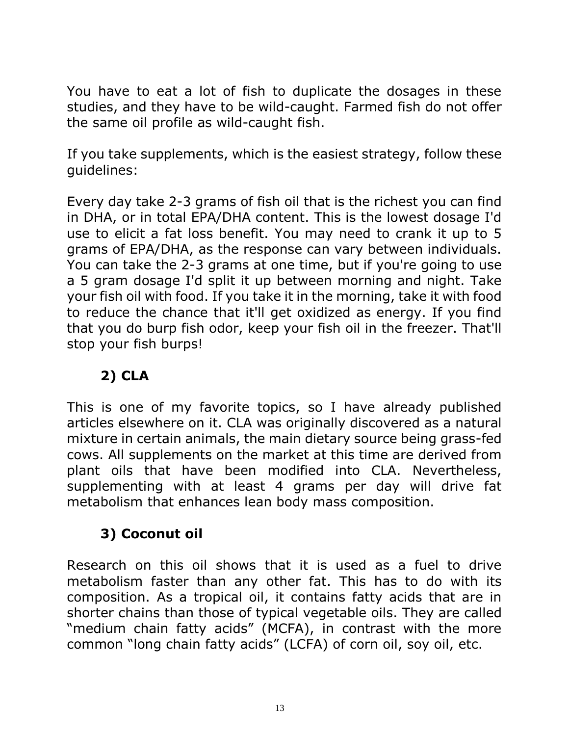You have to eat a lot of fish to duplicate the dosages in these studies, and they have to be wild-caught. Farmed fish do not offer the same oil profile as wild-caught fish.

If you take supplements, which is the easiest strategy, follow these guidelines:

Every day take 2-3 grams of fish oil that is the richest you can find in DHA, or in total EPA/DHA content. This is the lowest dosage I'd use to elicit a fat loss benefit. You may need to crank it up to 5 grams of EPA/DHA, as the response can vary between individuals. You can take the 2-3 grams at one time, but if you're going to use a 5 gram dosage I'd split it up between morning and night. Take your fish oil with food. If you take it in the morning, take it with food to reduce the chance that it'll get oxidized as energy. If you find that you do burp fish odor, keep your fish oil in the freezer. That'll stop your fish burps!

### 2) CLA

This is one of my favorite topics, so I have already published articles elsewhere on it. CLA was originally discovered as a natural mixture in certain animals, the main dietary source being grass-fed cows. All supplements on the market at this time are derived from plant oils that have been modified into CLA. Nevertheless, supplementing with at least 4 grams per day will drive fat metabolism that enhances lean body mass composition.

### 3) Coconut oil

Research on this oil shows that it is used as a fuel to drive metabolism faster than any other fat. This has to do with its composition. As a tropical oil, it contains fatty acids that are in shorter chains than those of typical vegetable oils. They are called "medium chain fatty acids" (MCFA), in contrast with the more common "long chain fatty acids" (LCFA) of corn oil, soy oil, etc.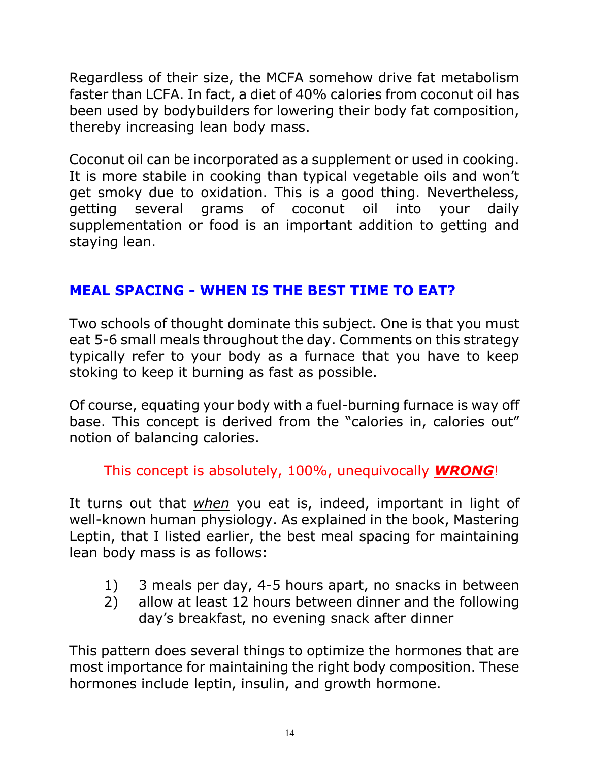Regardless of their size, the MCFA somehow drive fat metabolism faster than LCFA. In fact, a diet of 40% calories from coconut oil has been used by bodybuilders for lowering their body fat composition, thereby increasing lean body mass.

Coconut oil can be incorporated as a supplement or used in cooking. It is more stabile in cooking than typical vegetable oils and won't get smoky due to oxidation. This is a good thing. Nevertheless, getting several grams of coconut oil into your daily supplementation or food is an important addition to getting and staying lean.

## MEAL SPACING - WHEN IS THE BEST TIME TO EAT?

Two schools of thought dominate this subject. One is that you must eat 5-6 small meals throughout the day. Comments on this strategy typically refer to your body as a furnace that you have to keep stoking to keep it burning as fast as possible.

Of course, equating your body with a fuel-burning furnace is way off base. This concept is derived from the "calories in, calories out" notion of balancing calories.

This concept is absolutely, 100%, unequivocally ***WRONG***!

It turns out that *when* you eat is, indeed, important in light of well-known human physiology. As explained in the book, Mastering Leptin, that I listed earlier, the best meal spacing for maintaining lean body mass is as follows:

1) 3 meals per day, 4-5 hours apart, no snacks in between
2) allow at least 12 hours between dinner and the following day's breakfast, no evening snack after dinner

This pattern does several things to optimize the hormones that are most importance for maintaining the right body composition. These hormones include leptin, insulin, and growth hormone.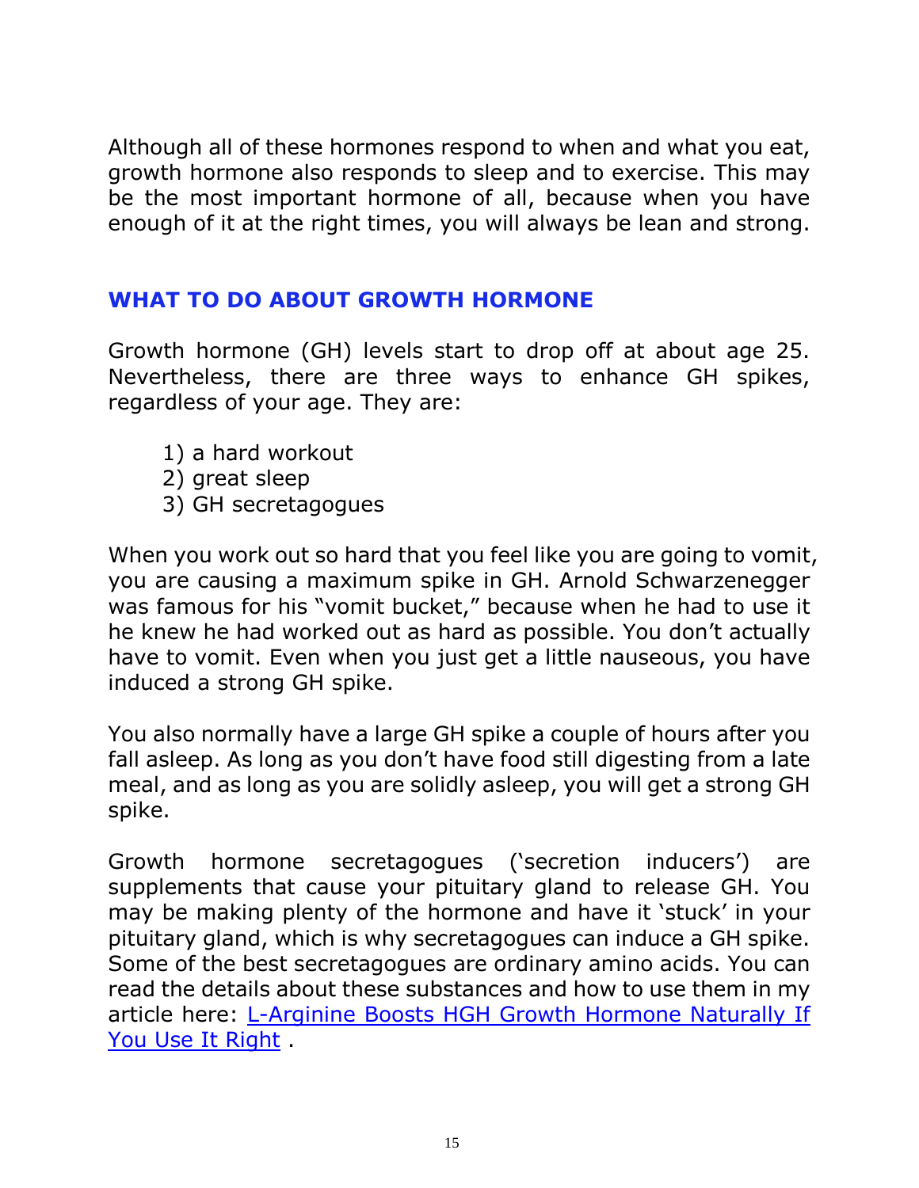Although all of these hormones respond to when and what you eat, growth hormone also responds to sleep and to exercise. This may be the most important hormone of all, because when you have enough of it at the right times, you will always be lean and strong.

## WHAT TO DO ABOUT GROWTH HORMONE

Growth hormone (GH) levels start to drop off at about age 25. Nevertheless, there are three ways to enhance GH spikes, regardless of your age. They are:

1) a hard workout
2) great sleep
3) GH secretagogues

When you work out so hard that you feel like you are going to vomit, you are causing a maximum spike in GH. Arnold Schwarzenegger was famous for his "vomit bucket," because when he had to use it he knew he had worked out as hard as possible. You don't actually have to vomit. Even when you just get a little nauseous, you have induced a strong GH spike.

You also normally have a large GH spike a couple of hours after you fall asleep. As long as you don't have food still digesting from a late meal, and as long as you are solidly asleep, you will get a strong GH spike.

Growth hormone secretagogues ('secretion inducers') are supplements that cause your pituitary gland to release GH. You may be making plenty of the hormone and have it 'stuck' in your pituitary gland, which is why secretagogues can induce a GH spike. Some of the best secretagogues are ordinary amino acids. You can read the details about these substances and how to use them in my article here: L-Arginine Boosts HGH Growth Hormone Naturally If You Use It Right .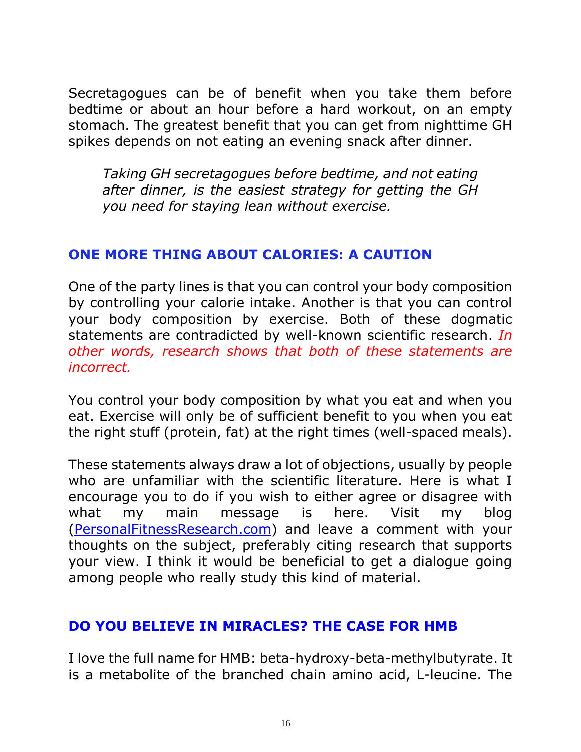Secretagogues can be of benefit when you take them before bedtime or about an hour before a hard workout, on an empty stomach. The greatest benefit that you can get from nighttime GH spikes depends on not eating an evening snack after dinner.

> *Taking GH secretagogues before bedtime, and not eating after dinner, is the easiest strategy for getting the GH you need for staying lean without exercise.*

## ONE MORE THING ABOUT CALORIES: A CAUTION

One of the party lines is that you can control your body composition by controlling your calorie intake. Another is that you can control your body composition by exercise. Both of these dogmatic statements are contradicted by well-known scientific research. *In other words, research shows that both of these statements are incorrect.*

You control your body composition by what you eat and when you eat. Exercise will only be of sufficient benefit to you when you eat the right stuff (protein, fat) at the right times (well-spaced meals).

These statements always draw a lot of objections, usually by people who are unfamiliar with the scientific literature. Here is what I encourage you to do if you wish to either agree or disagree with what my main message is here. Visit my blog (PersonalFitnessResearch.com) and leave a comment with your thoughts on the subject, preferably citing research that supports your view. I think it would be beneficial to get a dialogue going among people who really study this kind of material.

## DO YOU BELIEVE IN MIRACLES? THE CASE FOR HMB

I love the full name for HMB: beta-hydroxy-beta-methylbutyrate. It is a metabolite of the branched chain amino acid, L-leucine. The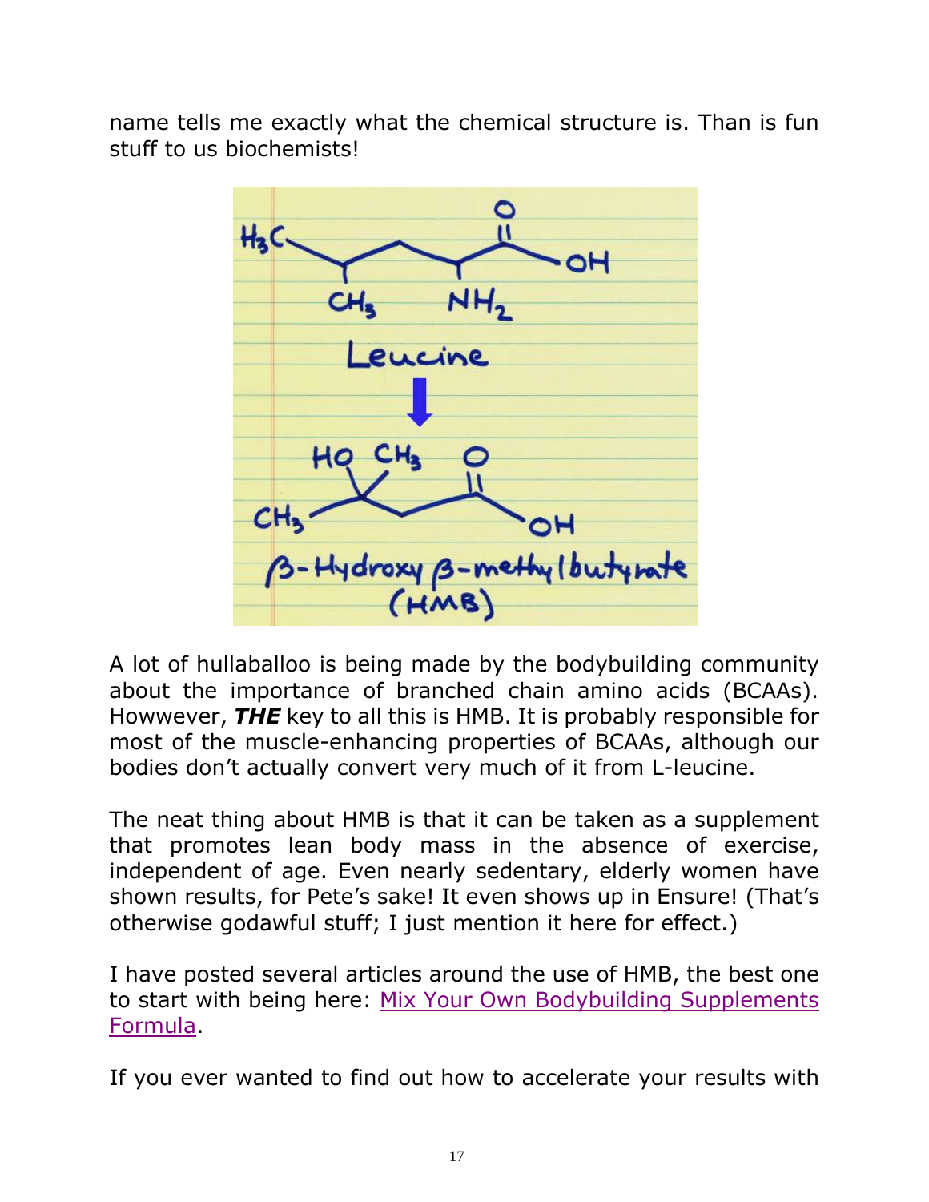name tells me exactly what the chemical structure is. Than is fun stuff to us biochemists!

A lot of hullaballoo is being made by the bodybuilding community about the importance of branched chain amino acids (BCAAs). Howwever, ***THE*** key to all this is HMB. It is probably responsible for most of the muscle-enhancing properties of BCAAs, although our bodies don't actually convert very much of it from L-leucine.

The neat thing about HMB is that it can be taken as a supplement that promotes lean body mass in the absence of exercise, independent of age. Even nearly sedentary, elderly women have shown results, for Pete's sake! It even shows up in Ensure! (That's otherwise godawful stuff; I just mention it here for effect.)

I have posted several articles around the use of HMB, the best one to start with being here: [Mix Your Own Bodybuilding Supplements Formula](#).

If you ever wanted to find out how to accelerate your results with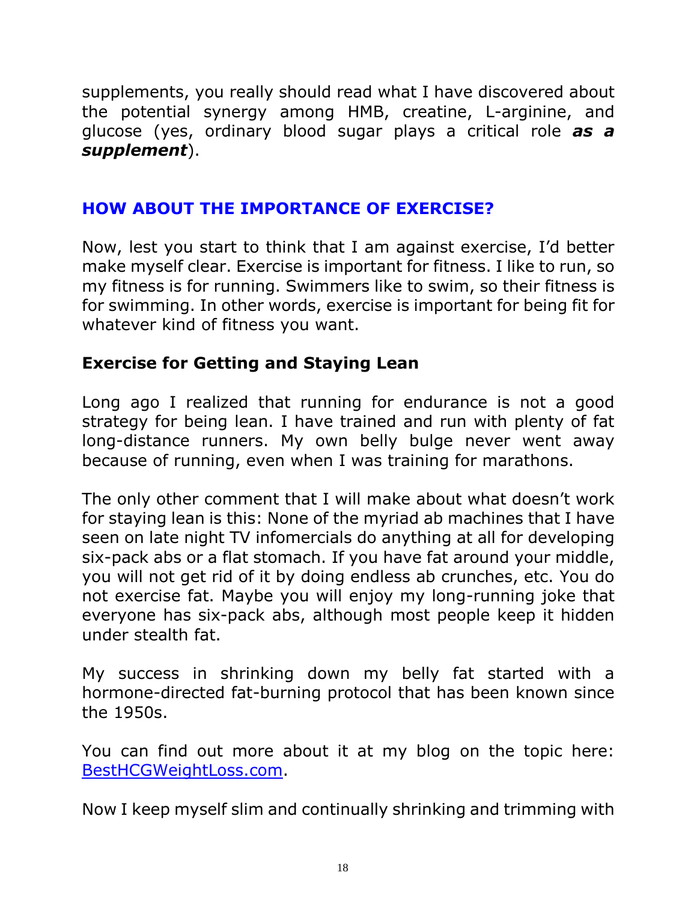supplements, you really should read what I have discovered about the potential synergy among HMB, creatine, L-arginine, and glucose (yes, ordinary blood sugar plays a critical role ***as a supplement***).

## HOW ABOUT THE IMPORTANCE OF EXERCISE?

Now, lest you start to think that I am against exercise, I'd better make myself clear. Exercise is important for fitness. I like to run, so my fitness is for running. Swimmers like to swim, so their fitness is for swimming. In other words, exercise is important for being fit for whatever kind of fitness you want.

### Exercise for Getting and Staying Lean

Long ago I realized that running for endurance is not a good strategy for being lean. I have trained and run with plenty of fat long-distance runners. My own belly bulge never went away because of running, even when I was training for marathons.

The only other comment that I will make about what doesn't work for staying lean is this: None of the myriad ab machines that I have seen on late night TV infomercials do anything at all for developing six-pack abs or a flat stomach. If you have fat around your middle, you will not get rid of it by doing endless ab crunches, etc. You do not exercise fat. Maybe you will enjoy my long-running joke that everyone has six-pack abs, although most people keep it hidden under stealth fat.

My success in shrinking down my belly fat started with a hormone-directed fat-burning protocol that has been known since the 1950s.

You can find out more about it at my blog on the topic here: [BestHCGWeightLoss.com](BestHCGWeightLoss.com).

Now I keep myself slim and continually shrinking and trimming with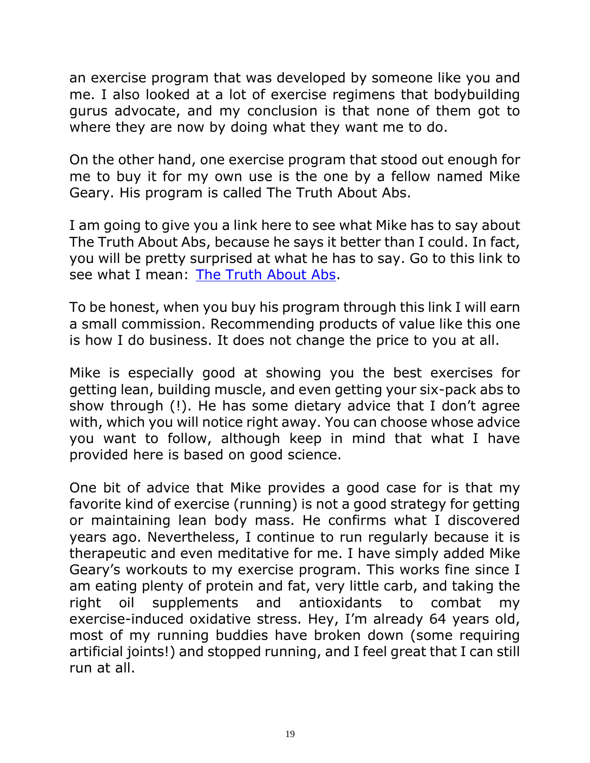an exercise program that was developed by someone like you and me. I also looked at a lot of exercise regimens that bodybuilding gurus advocate, and my conclusion is that none of them got to where they are now by doing what they want me to do.

On the other hand, one exercise program that stood out enough for me to buy it for my own use is the one by a fellow named Mike Geary. His program is called The Truth About Abs.

I am going to give you a link here to see what Mike has to say about The Truth About Abs, because he says it better than I could. In fact, you will be pretty surprised at what he has to say. Go to this link to see what I mean: The Truth About Abs.

To be honest, when you buy his program through this link I will earn a small commission. Recommending products of value like this one is how I do business. It does not change the price to you at all.

Mike is especially good at showing you the best exercises for getting lean, building muscle, and even getting your six-pack abs to show through (!). He has some dietary advice that I don't agree with, which you will notice right away. You can choose whose advice you want to follow, although keep in mind that what I have provided here is based on good science.

One bit of advice that Mike provides a good case for is that my favorite kind of exercise (running) is not a good strategy for getting or maintaining lean body mass. He confirms what I discovered years ago. Nevertheless, I continue to run regularly because it is therapeutic and even meditative for me. I have simply added Mike Geary's workouts to my exercise program. This works fine since I am eating plenty of protein and fat, very little carb, and taking the right oil supplements and antioxidants to combat my exercise-induced oxidative stress. Hey, I'm already 64 years old, most of my running buddies have broken down (some requiring artificial joints!) and stopped running, and I feel great that I can still run at all.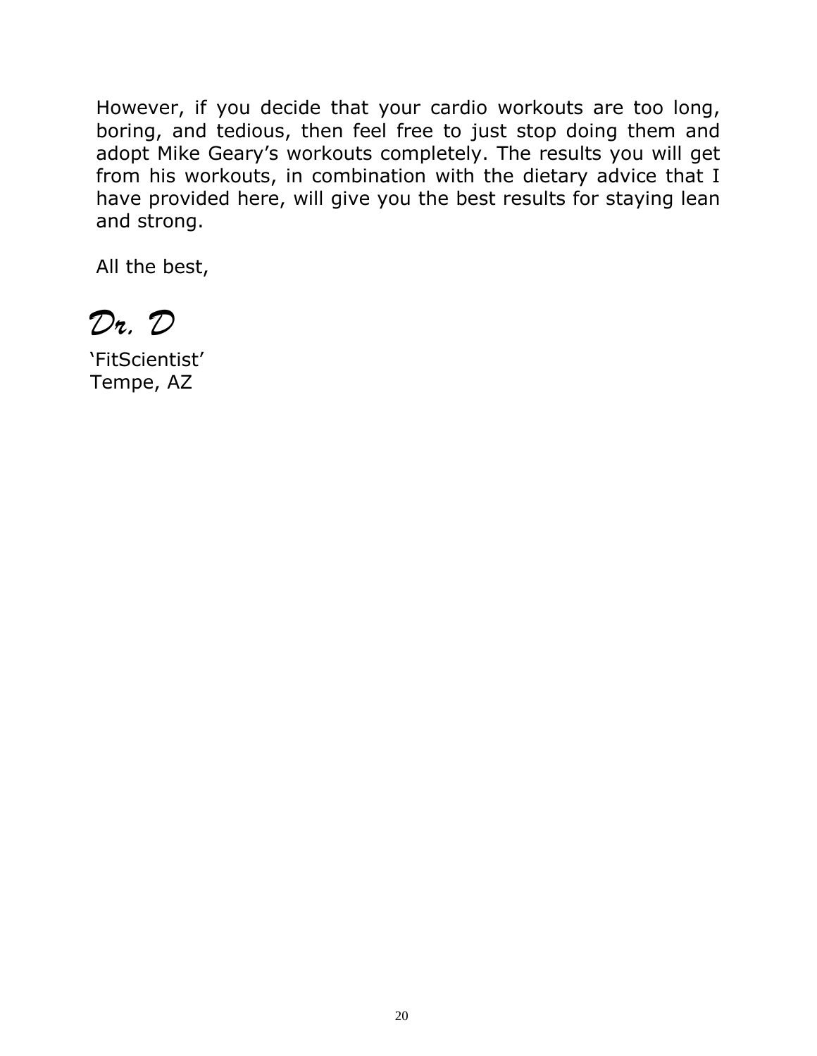However, if you decide that your cardio workouts are too long, boring, and tedious, then feel free to just stop doing them and adopt Mike Geary's workouts completely. The results you will get from his workouts, in combination with the dietary advice that I have provided here, will give you the best results for staying lean and strong.

All the best,

***Dr. D***

'FitScientist'
Tempe, AZ